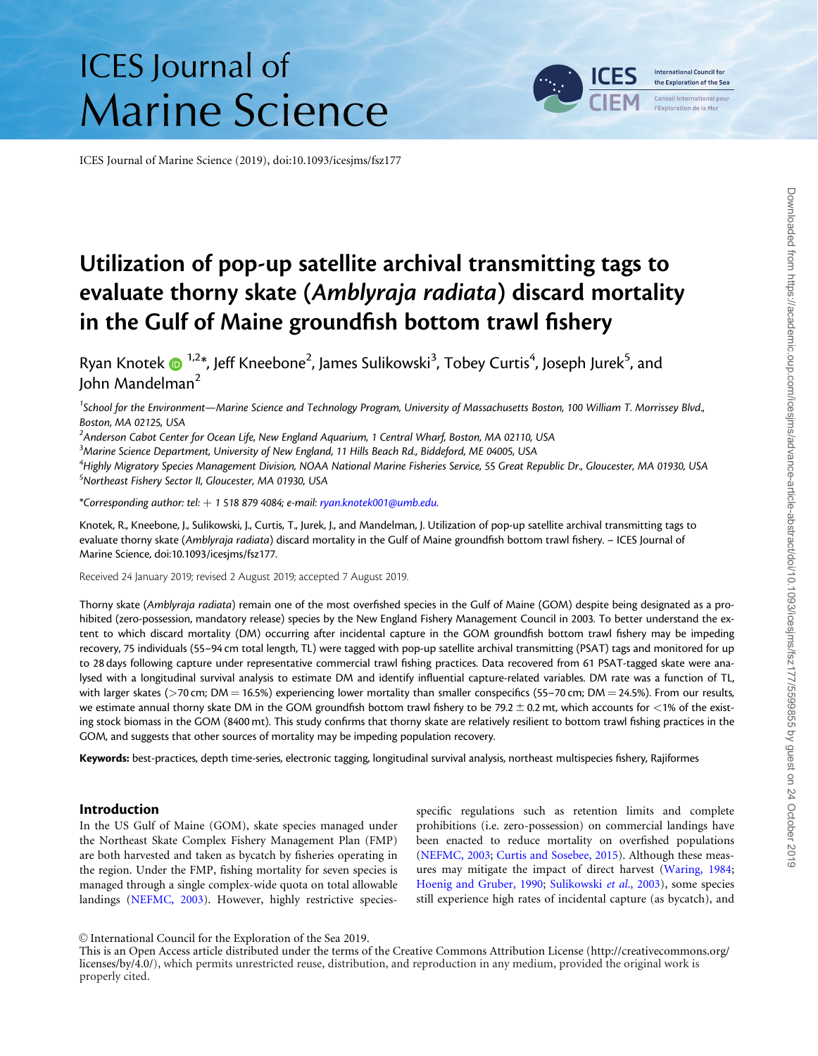# Utilization of pop-up satellite archival transmitting tags to evaluate thorny skate (*Amblyraja radiata*) discard mortality in the Gulf of Maine groundfish bottom trawl fishery

Ryan Knotek[1,2]*, Jeff Kneebone[2], James Sulikowski[3], Tobey Curtis[4], Joseph Jurek[5], and John Mandelman[2]

[1]School for the Environment—Marine Science and Technology Program, University of Massachusetts Boston, 100 William T. Morrissey Blvd., Boston, MA 02125, USA

[2]Anderson Cabot Center for Ocean Life, New England Aquarium, 1 Central Wharf, Boston, MA 02110, USA

[3]Marine Science Department, University of New England, 11 Hills Beach Rd., Biddeford, ME 04005, USA

[4]Highly Migratory Species Management Division, NOAA National Marine Fisheries Service, 55 Great Republic Dr., Gloucester, MA 01930, USA

[5]Northeast Fishery Sector II, Gloucester, MA 01930, USA

*Corresponding author: tel: + 1 518 879 4084; e-mail: ryan.knotek001@umb.edu.

Knotek, R., Kneebone, J., Sulikowski, J., Curtis, T., Jurek, J., and Mandelman, J. Utilization of pop-up satellite archival transmitting tags to evaluate thorny skate (*Amblyraja radiata*) discard mortality in the Gulf of Maine groundfish bottom trawl fishery. – ICES Journal of Marine Science, doi:10.1093/icesjms/fsz177.

Received 24 January 2019; revised 2 August 2019; accepted 7 August 2019.

Thorny skate (*Amblyraja radiata*) remain one of the most overfished species in the Gulf of Maine (GOM) despite being designated as a prohibited (zero-possession, mandatory release) species by the New England Fishery Management Council in 2003. To better understand the extent to which discard mortality (DM) occurring after incidental capture in the GOM groundfish bottom trawl fishery may be impeding recovery, 75 individuals (55–94 cm total length, TL) were tagged with pop-up satellite archival transmitting (PSAT) tags and monitored for up to 28 days following capture under representative commercial trawl fishing practices. Data recovered from 61 PSAT-tagged skate were analysed with a longitudinal survival analysis to estimate DM and identify influential capture-related variables. DM rate was a function of TL, with larger skates (>70 cm; DM = 16.5%) experiencing lower mortality than smaller conspecifics (55–70 cm; DM = 24.5%). From our results, we estimate annual thorny skate DM in the GOM groundfish bottom trawl fishery to be 79.2 ± 0.2 mt, which accounts for <1% of the existing stock biomass in the GOM (8400 mt). This study confirms that thorny skate are relatively resilient to bottom trawl fishing practices in the GOM, and suggests that other sources of mortality may be impeding population recovery.

**Keywords:** best-practices, depth time-series, electronic tagging, longitudinal survival analysis, northeast multispecies fishery, Rajiformes

## Introduction

In the US Gulf of Maine (GOM), skate species managed under the Northeast Skate Complex Fishery Management Plan (FMP) are both harvested and taken as bycatch by fisheries operating in the region. Under the FMP, fishing mortality for seven species is managed through a single complex-wide quota on total allowable landings (NEFMC, 2003). However, highly restrictive species-specific regulations such as retention limits and complete prohibitions (i.e. zero-possession) on commercial landings have been enacted to reduce mortality on overfished populations (NEFMC, 2003; Curtis and Sosebee, 2015). Although these measures may mitigate the impact of direct harvest (Waring, 1984; Hoenig and Gruber, 1990; Sulikowski *et al.*, 2003), some species still experience high rates of incidental capture (as bycatch), and

© International Council for the Exploration of the Sea 2019.
This is an Open Access article distributed under the terms of the Creative Commons Attribution License (http://creativecommons.org/licenses/by/4.0/), which permits unrestricted reuse, distribution, and reproduction in any medium, provided the original work is properly cited.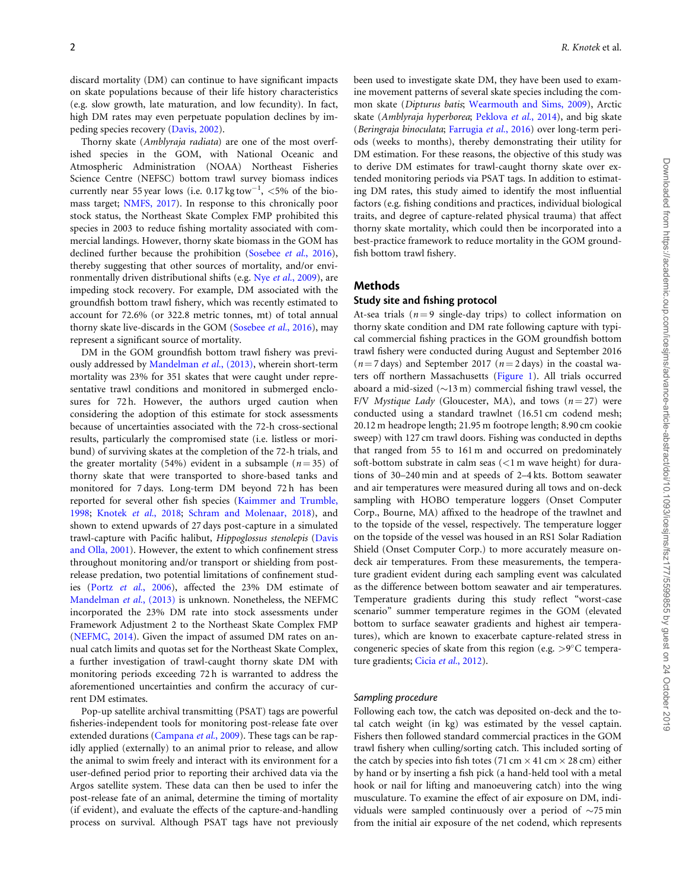discard mortality (DM) can continue to have significant impacts on skate populations because of their life history characteristics (e.g. slow growth, late maturation, and low fecundity). In fact, high DM rates may even perpetuate population declines by impeding species recovery (Davis, 2002).

Thorny skate (*Amblyraja radiata*) are one of the most overfished species in the GOM, with National Oceanic and Atmospheric Administration (NOAA) Northeast Fisheries Science Centre (NEFSC) bottom trawl survey biomass indices currently near 55 year lows (i.e. 0.17 kg tow$^{-1}$, <5% of the biomass target; NMFS, 2017). In response to this chronically poor stock status, the Northeast Skate Complex FMP prohibited this species in 2003 to reduce fishing mortality associated with commercial landings. However, thorny skate biomass in the GOM has declined further because the prohibition (Sosebee *et al.*, 2016), thereby suggesting that other sources of mortality, and/or environmentally driven distributional shifts (e.g. Nye *et al.*, 2009), are impeding stock recovery. For example, DM associated with the groundfish bottom trawl fishery, which was recently estimated to account for 72.6% (or 322.8 metric tonnes, mt) of total annual thorny skate live-discards in the GOM (Sosebee *et al.*, 2016), may represent a significant source of mortality.

DM in the GOM groundfish bottom trawl fishery was previously addressed by Mandelman *et al.*, (2013), wherein short-term mortality was 23% for 351 skates that were caught under representative trawl conditions and monitored in submerged enclosures for 72 h. However, the authors urged caution when considering the adoption of this estimate for stock assessments because of uncertainties associated with the 72-h cross-sectional results, particularly the compromised state (i.e. listless or moribund) of surviving skates at the completion of the 72-h trials, and the greater mortality (54%) evident in a subsample ($n = 35$) of thorny skate that were transported to shore-based tanks and monitored for 7 days. Long-term DM beyond 72 h has been reported for several other fish species (Kaimmer and Trumble, 1998; Knotek *et al.*, 2018; Schram and Molenaar, 2018), and shown to extend upwards of 27 days post-capture in a simulated trawl-capture with Pacific halibut, *Hippoglossus stenolepis* (Davis and Olla, 2001). However, the extent to which confinement stress throughout monitoring and/or transport or shielding from post-release predation, two potential limitations of confinement studies (Portz *et al.*, 2006), affected the 23% DM estimate of Mandelman *et al.*, (2013) is unknown. Nonetheless, the NEFMC incorporated the 23% DM rate into stock assessments under Framework Adjustment 2 to the Northeast Skate Complex FMP (NEFMC, 2014). Given the impact of assumed DM rates on annual catch limits and quotas set for the Northeast Skate Complex, a further investigation of trawl-caught thorny skate DM with monitoring periods exceeding 72 h is warranted to address the aforementioned uncertainties and confirm the accuracy of current DM estimates.

Pop-up satellite archival transmitting (PSAT) tags are powerful fisheries-independent tools for monitoring post-release fate over extended durations (Campana *et al.*, 2009). These tags can be rapidly applied (externally) to an animal prior to release, and allow the animal to swim freely and interact with its environment for a user-defined period prior to reporting their archived data via the Argos satellite system. These data can then be used to infer the post-release fate of an animal, determine the timing of mortality (if evident), and evaluate the effects of the capture-and-handling process on survival. Although PSAT tags have not previously been used to investigate skate DM, they have been used to examine movement patterns of several skate species including the common skate (*Dipturus batis*; Wearmouth and Sims, 2009), Arctic skate (*Amblyraja hyperborea*; Peklova *et al.*, 2014), and big skate (*Beringraja binoculata*; Farrugia *et al.*, 2016) over long-term periods (weeks to months), thereby demonstrating their utility for DM estimation. For these reasons, the objective of this study was to derive DM estimates for trawl-caught thorny skate over extended monitoring periods via PSAT tags. In addition to estimating DM rates, this study aimed to identify the most influential factors (e.g. fishing conditions and practices, individual biological traits, and degree of capture-related physical trauma) that affect thorny skate mortality, which could then be incorporated into a best-practice framework to reduce mortality in the GOM groundfish bottom trawl fishery.

## Methods

### Study site and fishing protocol

At-sea trials ($n = 9$ single-day trips) to collect information on thorny skate condition and DM rate following capture with typical commercial fishing practices in the GOM groundfish bottom trawl fishery were conducted during August and September 2016 ($n = 7$ days) and September 2017 ($n = 2$ days) in the coastal waters off northern Massachusetts (Figure 1). All trials occurred aboard a mid-sized (~13 m) commercial fishing trawl vessel, the F/V *Mystique Lady* (Gloucester, MA), and tows ($n = 27$) were conducted using a standard trawlnet (16.51 cm codend mesh; 20.12 m headrope length; 21.95 m footrope length; 8.90 cm cookie sweep) with 127 cm trawl doors. Fishing was conducted in depths that ranged from 55 to 161 m and occurred on predominately soft-bottom substrate in calm seas (<1 m wave height) for durations of 30–240 min and at speeds of 2–4 kts. Bottom seawater and air temperatures were measured during all tows and on-deck sampling with HOBO temperature loggers (Onset Computer Corp., Bourne, MA) affixed to the headrope of the trawlnet and to the topside of the vessel, respectively. The temperature logger on the topside of the vessel was housed in an RS1 Solar Radiation Shield (Onset Computer Corp.) to more accurately measure on-deck air temperatures. From these measurements, the temperature gradient evident during each sampling event was calculated as the difference between bottom seawater and air temperatures. Temperature gradients during this study reflect "worst-case scenario" summer temperature regimes in the GOM (elevated bottom to surface seawater gradients and highest air temperatures), which are known to exacerbate capture-related stress in congeneric species of skate from this region (e.g. >9°C temperature gradients; Cicia *et al.*, 2012).

### *Sampling procedure*

Following each tow, the catch was deposited on-deck and the total catch weight (in kg) was estimated by the vessel captain. Fishers then followed standard commercial practices in the GOM trawl fishery when culling/sorting catch. This included sorting of the catch by species into fish totes (71 cm × 41 cm × 28 cm) either by hand or by inserting a fish pick (a hand-held tool with a metal hook or nail for lifting and manoeuvering catch) into the wing musculature. To examine the effect of air exposure on DM, individuals were sampled continuously over a period of ~75 min from the initial air exposure of the net codend, which represents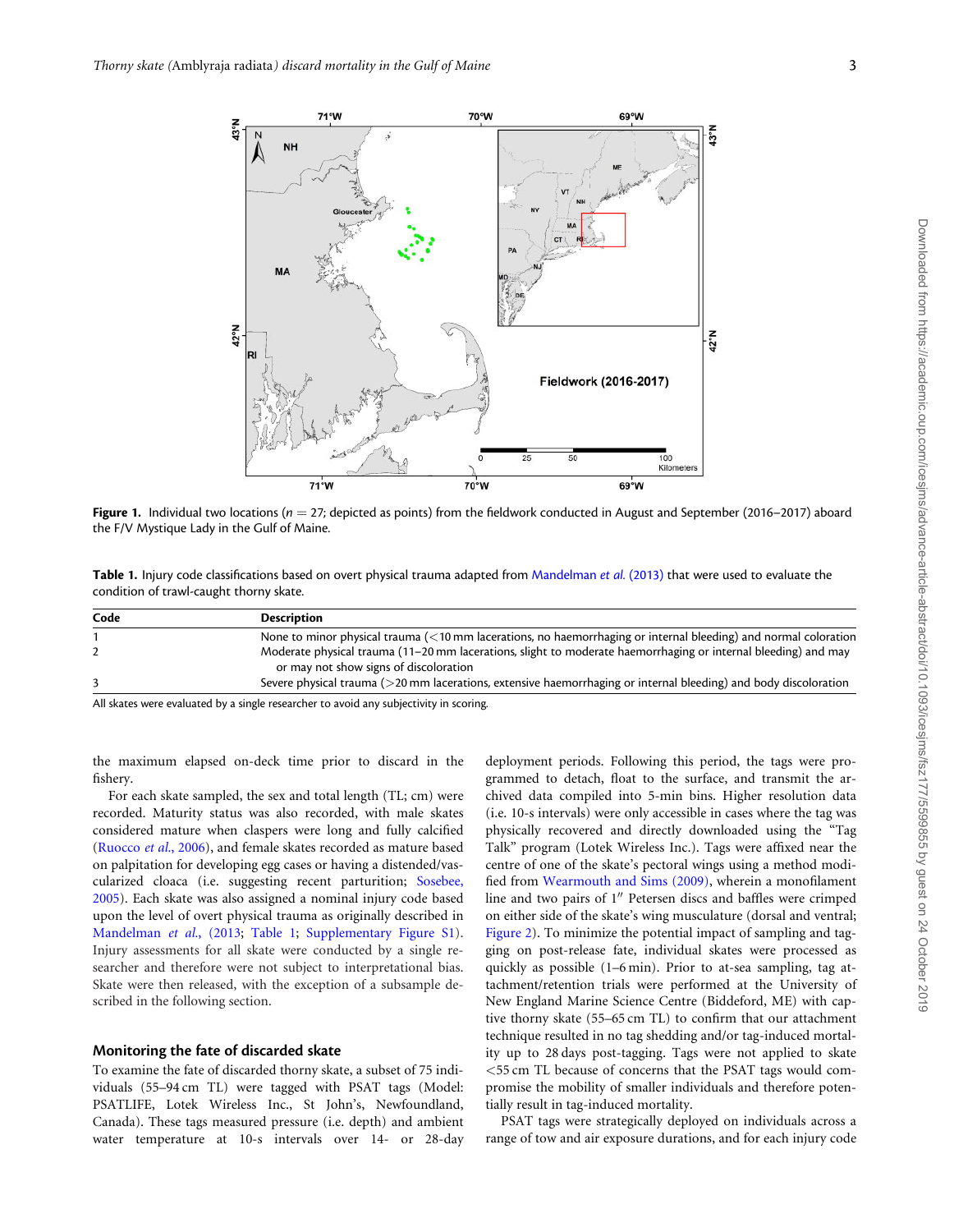**Figure 1.** Individual two locations ($n = 27$; depicted as points) from the fieldwork conducted in August and September (2016–2017) aboard the F/V Mystique Lady in the Gulf of Maine.

**Table 1.** Injury code classifications based on overt physical trauma adapted from Mandelman *et al.* (2013) that were used to evaluate the condition of trawl-caught thorny skate.

| Code | Description |
|---|---|
| 1 | None to minor physical trauma (<10 mm lacerations, no haemorrhaging or internal bleeding) and normal coloration |
| 2 | Moderate physical trauma (11–20 mm lacerations, slight to moderate haemorrhaging or internal bleeding) and may or may not show signs of discoloration |
| 3 | Severe physical trauma (>20 mm lacerations, extensive haemorrhaging or internal bleeding) and body discoloration |

All skates were evaluated by a single researcher to avoid any subjectivity in scoring.

the maximum elapsed on-deck time prior to discard in the fishery.

For each skate sampled, the sex and total length (TL; cm) were recorded. Maturity status was also recorded, with male skates considered mature when claspers were long and fully calcified (Ruocco *et al.*, 2006), and female skates recorded as mature based on palpitation for developing egg cases or having a distended/vascularized cloaca (i.e. suggesting recent parturition; Sosebee, 2005). Each skate was also assigned a nominal injury code based upon the level of overt physical trauma as originally described in Mandelman *et al.*, (2013; Table 1; Supplementary Figure S1). Injury assessments for all skate were conducted by a single researcher and therefore were not subject to interpretational bias. Skate were then released, with the exception of a subsample described in the following section.

## Monitoring the fate of discarded skate

To examine the fate of discarded thorny skate, a subset of 75 individuals (55–94 cm TL) were tagged with PSAT tags (Model: PSATLIFE, Lotek Wireless Inc., St John's, Newfoundland, Canada). These tags measured pressure (i.e. depth) and ambient water temperature at 10-s intervals over 14- or 28-day deployment periods. Following this period, the tags were programmed to detach, float to the surface, and transmit the archived data compiled into 5-min bins. Higher resolution data (i.e. 10-s intervals) were only accessible in cases where the tag was physically recovered and directly downloaded using the "Tag Talk" program (Lotek Wireless Inc.). Tags were affixed near the centre of one of the skate's pectoral wings using a method modified from Wearmouth and Sims (2009), wherein a monofilament line and two pairs of 1″ Petersen discs and baffles were crimped on either side of the skate's wing musculature (dorsal and ventral; Figure 2). To minimize the potential impact of sampling and tagging on post-release fate, individual skates were processed as quickly as possible (1–6 min). Prior to at-sea sampling, tag attachment/retention trials were performed at the University of New England Marine Science Centre (Biddeford, ME) with captive thorny skate (55–65 cm TL) to confirm that our attachment technique resulted in no tag shedding and/or tag-induced mortality up to 28 days post-tagging. Tags were not applied to skate <55 cm TL because of concerns that the PSAT tags would compromise the mobility of smaller individuals and therefore potentially result in tag-induced mortality.

PSAT tags were strategically deployed on individuals across a range of tow and air exposure durations, and for each injury code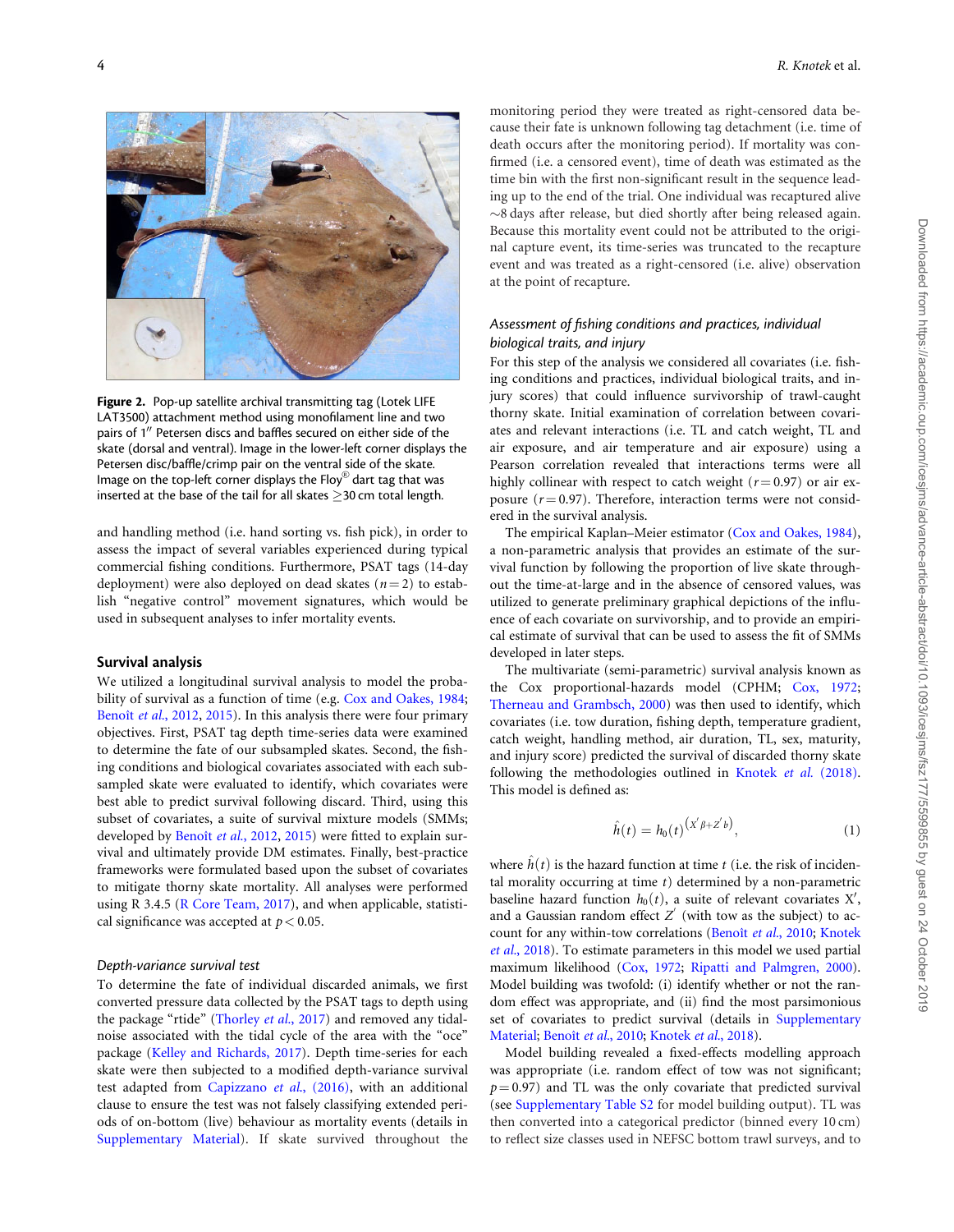Figure 2. Pop-up satellite archival transmitting tag (Lotek LIFE LAT3500) attachment method using monofilament line and two pairs of 1″ Petersen discs and baffles secured on either side of the skate (dorsal and ventral). Image in the lower-left corner displays the Petersen disc/baffle/crimp pair on the ventral side of the skate. Image on the top-left corner displays the Floy® dart tag that was inserted at the base of the tail for all skates ≥30 cm total length.

and handling method (i.e. hand sorting vs. fish pick), in order to assess the impact of several variables experienced during typical commercial fishing conditions. Furthermore, PSAT tags (14-day deployment) were also deployed on dead skates ($n = 2$) to establish "negative control" movement signatures, which would be used in subsequent analyses to infer mortality events.

## Survival analysis

We utilized a longitudinal survival analysis to model the probability of survival as a function of time (e.g. Cox and Oakes, 1984; Benoît *et al.*, 2012, 2015). In this analysis there were four primary objectives. First, PSAT tag depth time-series data were examined to determine the fate of our subsampled skates. Second, the fishing conditions and biological covariates associated with each subsampled skate were evaluated to identify, which covariates were best able to predict survival following discard. Third, using this subset of covariates, a suite of survival mixture models (SMMs; developed by Benoît *et al.*, 2012, 2015) were fitted to explain survival and ultimately provide DM estimates. Finally, best-practice frameworks were formulated based upon the subset of covariates to mitigate thorny skate mortality. All analyses were performed using R 3.4.5 (R Core Team, 2017), and when applicable, statistical significance was accepted at $p < 0.05$.

### Depth-variance survival test

To determine the fate of individual discarded animals, we first converted pressure data collected by the PSAT tags to depth using the package "rtide" (Thorley *et al.*, 2017) and removed any tidal-noise associated with the tidal cycle of the area with the "oce" package (Kelley and Richards, 2017). Depth time-series for each skate were then subjected to a modified depth-variance survival test adapted from Capizzano *et al.*, (2016), with an additional clause to ensure the test was not falsely classifying extended periods of on-bottom (live) behaviour as mortality events (details in Supplementary Material). If skate survived throughout the monitoring period they were treated as right-censored data because their fate is unknown following tag detachment (i.e. time of death occurs after the monitoring period). If mortality was confirmed (i.e. a censored event), time of death was estimated as the time bin with the first non-significant result in the sequence leading up to the end of the trial. One individual was recaptured alive ~8 days after release, but died shortly after being released again. Because this mortality event could not be attributed to the original capture event, its time-series was truncated to the recapture event and was treated as a right-censored (i.e. alive) observation at the point of recapture.

### Assessment of fishing conditions and practices, individual biological traits, and injury

For this step of the analysis we considered all covariates (i.e. fishing conditions and practices, individual biological traits, and injury scores) that could influence survivorship of trawl-caught thorny skate. Initial examination of correlation between covariates and relevant interactions (i.e. TL and catch weight, TL and air exposure, and air temperature and air exposure) using a Pearson correlation revealed that interactions terms were all highly collinear with respect to catch weight ($r = 0.97$) or air exposure ($r = 0.97$). Therefore, interaction terms were not considered in the survival analysis.

The empirical Kaplan–Meier estimator (Cox and Oakes, 1984), a non-parametric analysis that provides an estimate of the survival function by following the proportion of live skate throughout the time-at-large and in the absence of censored values, was utilized to generate preliminary graphical depictions of the influence of each covariate on survivorship, and to provide an empirical estimate of survival that can be used to assess the fit of SMMs developed in later steps.

The multivariate (semi-parametric) survival analysis known as the Cox proportional-hazards model (CPHM; Cox, 1972; Therneau and Grambsch, 2000) was then used to identify, which covariates (i.e. tow duration, fishing depth, temperature gradient, catch weight, handling method, air duration, TL, sex, maturity, and injury score) predicted the survival of discarded thorny skate following the methodologies outlined in Knotek *et al.* (2018). This model is defined as:

$$\hat{h}(t) = h_0(t)^{\left(X'\beta + Z'b\right)}, \tag{1}$$

where $\hat{h}(t)$ is the hazard function at time $t$ (i.e. the risk of incidental mortality occurring at time $t$) determined by a non-parametric baseline hazard function $h_0(t)$, a suite of relevant covariates $X'$, and a Gaussian random effect $Z'$ (with tow as the subject) to account for any within-tow correlations (Benoît *et al.*, 2010; Knotek *et al.*, 2018). To estimate parameters in this model we used partial maximum likelihood (Cox, 1972; Ripatti and Palmgren, 2000). Model building was twofold: (i) identify whether or not the random effect was appropriate, and (ii) find the most parsimonious set of covariates to predict survival (details in Supplementary Material; Benoît *et al.*, 2010; Knotek *et al.*, 2018).

Model building revealed a fixed-effects modelling approach was appropriate (i.e. random effect of tow was not significant; $p = 0.97$) and TL was the only covariate that predicted survival (see Supplementary Table S2 for model building output). TL was then converted into a categorical predictor (binned every 10 cm) to reflect size classes used in NEFSC bottom trawl surveys, and to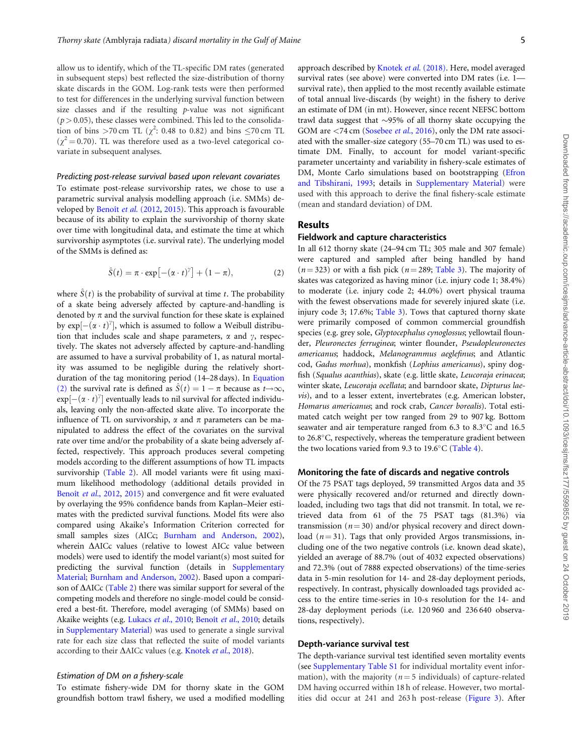allow us to identify, which of the TL-specific DM rates (generated in subsequent steps) best reflected the size-distribution of thorny skate discards in the GOM. Log-rank tests were then performed to test for differences in the underlying survival function between size classes and if the resulting *p*-value was not significant ($p > 0.05$), these classes were combined. This led to the consolidation of bins >70 cm TL ($\chi^2$: 0.48 to 0.82) and bins ≤70 cm TL ($\chi^2 = 0.70$). TL was therefore used as a two-level categorical covariate in subsequent analyses.

### *Predicting post-release survival based upon relevant covariates*

To estimate post-release survivorship rates, we chose to use a parametric survival analysis modelling approach (i.e. SMMs) developed by Benoît *et al.* (2012, 2015). This approach is favourable because of its ability to explain the survivorship of thorny skate over time with longitudinal data, and estimate the time at which survivorship asymptotes (i.e. survival rate). The underlying model of the SMMs is defined as:

$$\hat{S}(t) = \pi \cdot \exp\left[-(\alpha \cdot t)^{\gamma}\right] + (1 - \pi), \tag{2}$$

where $\hat{S}(t)$ is the probability of survival at time $t$. The probability of a skate being adversely affected by capture-and-handling is denoted by $\pi$ and the survival function for these skate is explained by $\exp[-(\alpha \cdot t)^{\gamma}]$, which is assumed to follow a Weibull distribution that includes scale and shape parameters, $\alpha$ and $\gamma$, respectively. The skates not adversely affected by capture-and-handling are assumed to have a survival probability of 1, as natural mortality was assumed to be negligible during the relatively short-duration of the tag monitoring period (14–28 days). In Equation (2) the survival rate is defined as $\hat{S}(t) = 1 - \pi$ because as $t \to \infty$, $\exp[-(\alpha \cdot t)^{\gamma}]$ eventually leads to nil survival for affected individuals, leaving only the non-affected skate alive. To incorporate the influence of TL on survivorship, $\alpha$ and $\pi$ parameters can be manipulated to address the effect of the covariates on the survival rate over time and/or the probability of a skate being adversely affected, respectively. This approach produces several competing models according to the different assumptions of how TL impacts survivorship (Table 2). All model variants were fit using maximum likelihood methodology (additional details provided in Benoît *et al.*, 2012, 2015) and convergence and fit were evaluated by overlaying the 95% confidence bands from Kaplan–Meier estimates with the predicted survival functions. Model fits were also compared using Akaike's Information Criterion corrected for small samples sizes (AICc; Burnham and Anderson, 2002), wherein ΔAICc values (relative to lowest AICc value between models) were used to identify the model variant(s) most suited for predicting the survival function (details in Supplementary Material; Burnham and Anderson, 2002). Based upon a comparison of ΔAICc (Table 2) there was similar support for several of the competing models and therefore no single-model could be considered a best-fit. Therefore, model averaging (of SMMs) based on Akaike weights (e.g. Lukacs *et al.*, 2010; Benoît *et al.*, 2010; details in Supplementary Material) was used to generate a single survival rate for each size class that reflected the suite of model variants according to their ΔAICc values (e.g. Knotek *et al.*, 2018).

### *Estimation of DM on a fishery-scale*

To estimate fishery-wide DM for thorny skate in the GOM groundfish bottom trawl fishery, we used a modified modelling approach described by Knotek *et al.* (2018). Here, model averaged survival rates (see above) were converted into DM rates (i.e. 1—survival rate), then applied to the most recently available estimate of total annual live-discards (by weight) in the fishery to derive an estimate of DM (in mt). However, since recent NEFSC bottom trawl data suggest that ∼95% of all thorny skate occupying the GOM are <74 cm (Sosebee *et al.*, 2016), only the DM rate associated with the smaller-size category (55–70 cm TL) was used to estimate DM. Finally, to account for model variant-specific parameter uncertainty and variability in fishery-scale estimates of DM, Monte Carlo simulations based on bootstrapping (Efron and Tibshirani, 1993; details in Supplementary Material) were used with this approach to derive the final fishery-scale estimate (mean and standard deviation) of DM.

## Results

### Fieldwork and capture characteristics

In all 612 thorny skate (24–94 cm TL; 305 male and 307 female) were captured and sampled after being handled by hand ($n = 323$) or with a fish pick ($n = 289$; Table 3). The majority of skates was categorized as having minor (i.e. injury code 1; 38.4%) to moderate (i.e. injury code 2; 44.0%) overt physical trauma with the fewest observations made for severely injured skate (i.e. injury code 3; 17.6%; Table 3). Tows that captured thorny skate were primarily composed of common commercial groundfish species (e.g. grey sole, *Glyptocephalus cynoglossus*; yellowtail flounder, *Pleuronectes ferruginea*; winter flounder, *Pseudopleuronectes americanus*; haddock, *Melanogrammus aeglefinus*; and Atlantic cod, *Gadus morhua*), monkfish (*Lophius americanus*), spiny dogfish (*Squalus acanthias*), skate (e.g. little skate, *Leucoraja erinacea*; winter skate, *Leucoraja ocellata*; and barndoor skate, *Dipturus laevis*), and to a lesser extent, invertebrates (e.g. American lobster, *Homarus americanus*; and rock crab, *Cancer borealis*). Total estimated catch weight per tow ranged from 29 to 907 kg. Bottom seawater and air temperature ranged from 6.3 to 8.3°C and 16.5 to 26.8°C, respectively, whereas the temperature gradient between the two locations varied from 9.3 to 19.6°C (Table 4).

### Monitoring the fate of discards and negative controls

Of the 75 PSAT tags deployed, 59 transmitted Argos data and 35 were physically recovered and/or returned and directly downloaded, including two tags that did not transmit. In total, we retrieved data from 61 of the 75 PSAT tags (81.3%) via transmission ($n = 30$) and/or physical recovery and direct download ($n = 31$). Tags that only provided Argos transmissions, including one of the two negative controls (i.e. known dead skate), yielded an average of 88.7% (out of 4032 expected observations) and 72.3% (out of 7888 expected observations) of the time-series data in 5-min resolution for 14- and 28-day deployment periods, respectively. In contrast, physically downloaded tags provided access to the entire time-series in 10-s resolution for the 14- and 28-day deployment periods (i.e. 120 960 and 236 640 observations, respectively).

### Depth-variance survival test

The depth-variance survival test identified seven mortality events (see Supplementary Table S1 for individual mortality event information), with the majority ($n = 5$ individuals) of capture-related DM having occurred within 18 h of release. However, two mortalities did occur at 241 and 263 h post-release (Figure 3). After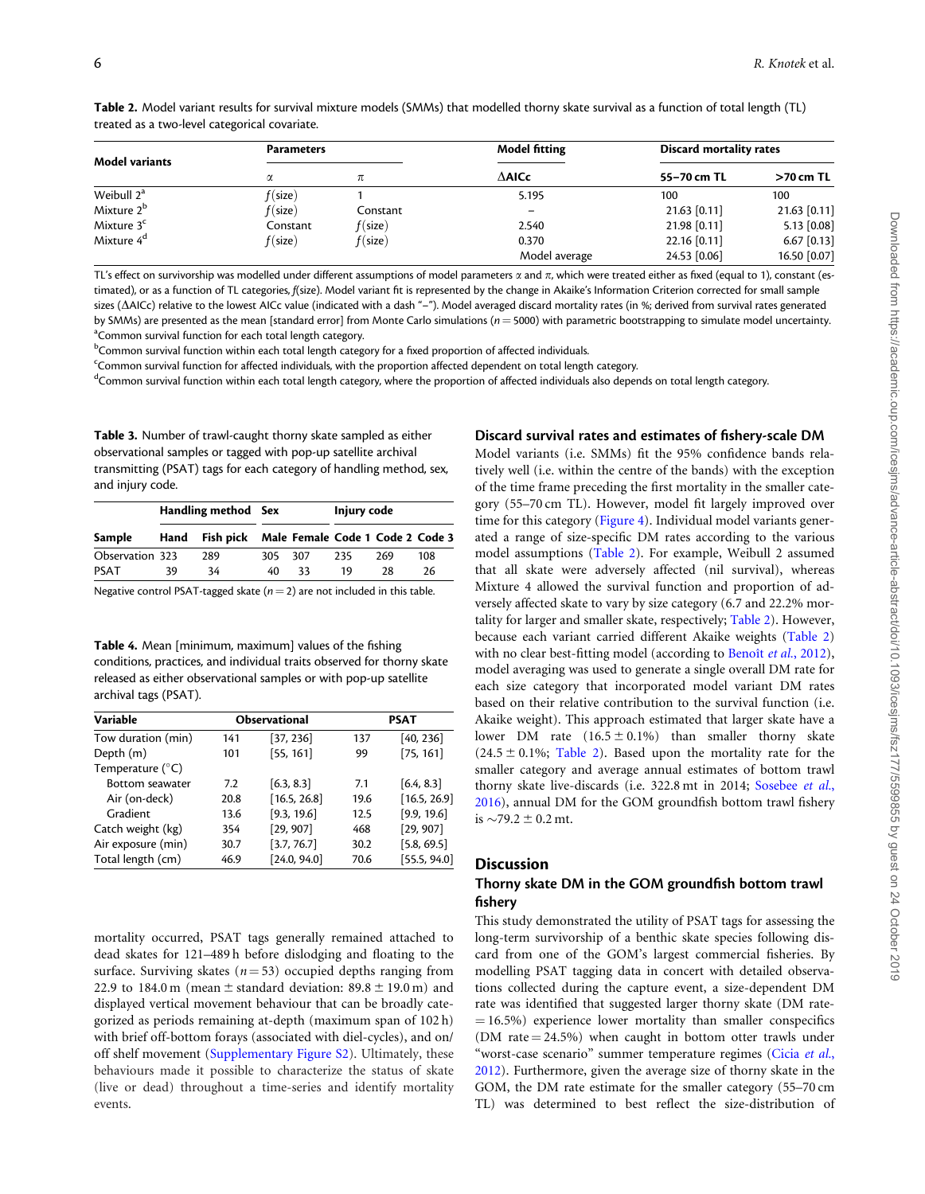**Table 2.** Model variant results for survival mixture models (SMMs) that modelled thorny skate survival as a function of total length (TL) treated as a two-level categorical covariate.

| Model variants | Parameters | | Model fitting | Discard mortality rates | |
|---|---|---|---|---|---|
| | $\alpha$ | $\pi$ | ΔAICc | 55–70 cm TL | >70 cm TL |
| Weibull 2[a] | $f$(size) | 1 | 5.195 | 100 | 100 |
| Mixture 2[b] | $f$(size) | Constant | – | 21.63 [0.11] | 21.63 [0.11] |
| Mixture 3[c] | Constant | $f$(size) | 2.540 | 21.98 [0.11] | 5.13 [0.08] |
| Mixture 4[d] | $f$(size) | $f$(size) | 0.370 | 22.16 [0.11] | 6.67 [0.13] |
| | | | Model average | 24.53 [0.06] | 16.50 [0.07] |

TL's effect on survivorship was modelled under different assumptions of model parameters $\alpha$ and $\pi$, which were treated either as fixed (equal to 1), constant (estimated), or as a function of TL categories, $f$(size). Model variant fit is represented by the change in Akaike's Information Criterion corrected for small sample sizes (ΔAICc) relative to the lowest AICc value (indicated with a dash "–"). Model averaged discard mortality rates (in %; derived from survival rates generated by SMMs) are presented as the mean [standard error] from Monte Carlo simulations ($n = 5000$) with parametric bootstrapping to simulate model uncertainty.
[a]Common survival function for each total length category.
[b]Common survival function within each total length category for a fixed proportion of affected individuals.
[c]Common survival function for affected individuals, with the proportion affected dependent on total length category.
[d]Common survival function within each total length category, where the proportion of affected individuals also depends on total length category.

**Table 3.** Number of trawl-caught thorny skate sampled as either observational samples or tagged with pop-up satellite archival transmitting (PSAT) tags for each category of handling method, sex, and injury code.

| Sample | Handling method | | Sex | | Injury code | | |
|---|---|---|---|---|---|---|---|
| | Hand | Fish pick | Male | Female | Code 1 | Code 2 | Code 3 |
| Observation | 323 | 289 | 305 | 307 | 235 | 269 | 108 |
| PSAT | 39 | 34 | 40 | 33 | 19 | 28 | 26 |

Negative control PSAT-tagged skate ($n = 2$) are not included in this table.

**Table 4.** Mean [minimum, maximum] values of the fishing conditions, practices, and individual traits observed for thorny skate released as either observational samples or with pop-up satellite archival tags (PSAT).

| Variable | Observational | | PSAT | |
|---|---|---|---|---|
| Tow duration (min) | 141 | [37, 236] | 137 | [40, 236] |
| Depth (m) | 101 | [55, 161] | 99 | [75, 161] |
| Temperature (°C) | | | | |
| Bottom seawater | 7.2 | [6.3, 8.3] | 7.1 | [6.4, 8.3] |
| Air (on-deck) | 20.8 | [16.5, 26.8] | 19.6 | [16.5, 26.9] |
| Gradient | 13.6 | [9.3, 19.6] | 12.5 | [9.9, 19.6] |
| Catch weight (kg) | 354 | [29, 907] | 468 | [29, 907] |
| Air exposure (min) | 30.7 | [3.7, 76.7] | 30.2 | [5.8, 69.5] |
| Total length (cm) | 46.9 | [24.0, 94.0] | 70.6 | [55.5, 94.0] |

mortality occurred, PSAT tags generally remained attached to dead skates for 121–489 h before dislodging and floating to the surface. Surviving skates ($n = 53$) occupied depths ranging from 22.9 to 184.0 m (mean ± standard deviation: 89.8 ± 19.0 m) and displayed vertical movement behaviour that can be broadly categorized as periods remaining at-depth (maximum span of 102 h) with brief off-bottom forays (associated with diel-cycles), and on/off shelf movement (Supplementary Figure S2). Ultimately, these behaviours made it possible to characterize the status of skate (live or dead) throughout a time-series and identify mortality events.

### Discard survival rates and estimates of fishery-scale DM

Model variants (i.e. SMMs) fit the 95% confidence bands relatively well (i.e. within the centre of the bands) with the exception of the time frame preceding the first mortality in the smaller category (55–70 cm TL). However, model fit largely improved over time for this category (Figure 4). Individual model variants generated a range of size-specific DM rates according to the various model assumptions (Table 2). For example, Weibull 2 assumed that all skate were adversely affected (nil survival), whereas Mixture 4 allowed the survival function and proportion of adversely affected skate to vary by size category (6.7 and 22.2% mortality for larger and smaller skate, respectively; Table 2). However, because each variant carried different Akaike weights (Table 2) with no clear best-fitting model (according to Benoit *et al.*, 2012), model averaging was used to generate a single overall DM rate for each size category that incorporated model variant DM rates based on their relative contribution to the survival function (i.e. Akaike weight). This approach estimated that larger skate have a lower DM rate (16.5 ± 0.1%) than smaller thorny skate (24.5 ± 0.1%; Table 2). Based upon the mortality rate for the smaller category and average annual estimates of bottom trawl thorny skate live-discards (i.e. 322.8 mt in 2014; Sosebee *et al.*, 2016), annual DM for the GOM groundfish bottom trawl fishery is ~79.2 ± 0.2 mt.

## Discussion

### Thorny skate DM in the GOM groundfish bottom trawl fishery

This study demonstrated the utility of PSAT tags for assessing the long-term survivorship of a benthic skate species following discard from one of the GOM's largest commercial fisheries. By modelling PSAT tagging data in concert with detailed observations collected during the capture event, a size-dependent DM rate was identified that suggested larger thorny skate (DM rate = 16.5%) experience lower mortality than smaller conspecifics (DM rate = 24.5%) when caught in bottom otter trawls under "worst-case scenario" summer temperature regimes (Cicia *et al.*, 2012). Furthermore, given the average size of thorny skate in the GOM, the DM rate estimate for the smaller category (55–70 cm TL) was determined to best reflect the size-distribution of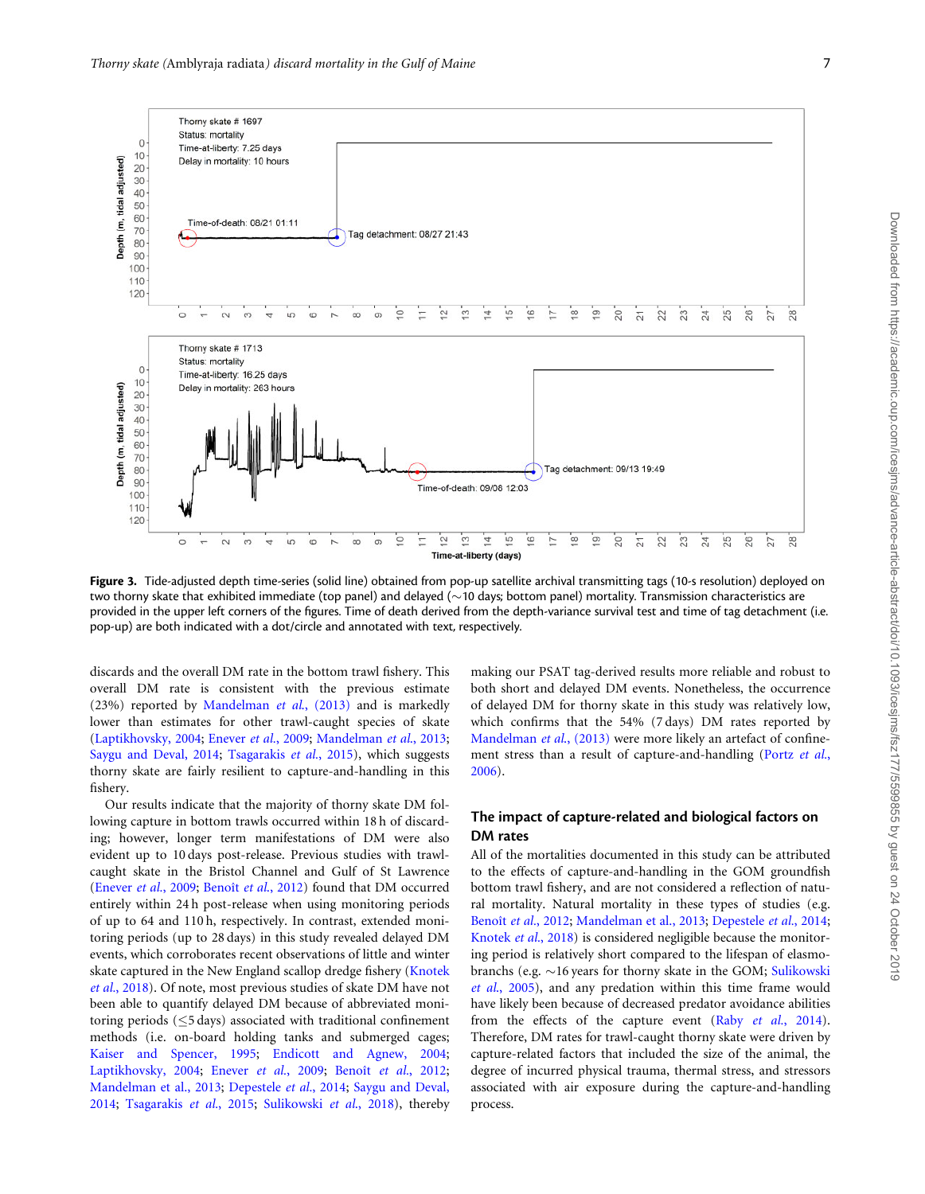Figure 3. Tide-adjusted depth time-series (solid line) obtained from pop-up satellite archival transmitting tags (10-s resolution) deployed on two thorny skate that exhibited immediate (top panel) and delayed (∼10 days; bottom panel) mortality. Transmission characteristics are provided in the upper left corners of the figures. Time of death derived from the depth-variance survival test and time of tag detachment (i.e. pop-up) are both indicated with a dot/circle and annotated with text, respectively.

discards and the overall DM rate in the bottom trawl fishery. This overall DM rate is consistent with the previous estimate (23%) reported by Mandelman *et al.*, (2013) and is markedly lower than estimates for other trawl-caught species of skate (Laptikhovsky, 2004; Enever *et al.*, 2009; Mandelman *et al.*, 2013; Saygu and Deval, 2014; Tsagarakis *et al.*, 2015), which suggests thorny skate are fairly resilient to capture-and-handling in this fishery.

Our results indicate that the majority of thorny skate DM following capture in bottom trawls occurred within 18 h of discarding; however, longer term manifestations of DM were also evident up to 10 days post-release. Previous studies with trawl-caught skate in the Bristol Channel and Gulf of St Lawrence (Enever *et al.*, 2009; Benoît *et al.*, 2012) found that DM occurred entirely within 24 h post-release when using monitoring periods of up to 64 and 110 h, respectively. In contrast, extended monitoring periods (up to 28 days) in this study revealed delayed DM events, which corroborates recent observations of little and winter skate captured in the New England scallop dredge fishery (Knotek *et al.*, 2018). Of note, most previous studies of skate DM have not been able to quantify delayed DM because of abbreviated monitoring periods (≤5 days) associated with traditional confinement methods (i.e. on-board holding tanks and submerged cages; Kaiser and Spencer, 1995; Endicott and Agnew, 2004; Laptikhovsky, 2004; Enever *et al.*, 2009; Benoît *et al.*, 2012; Mandelman et al., 2013; Depestele *et al.*, 2014; Saygu and Deval, 2014; Tsagarakis *et al.*, 2015; Sulikowski *et al.*, 2018), thereby making our PSAT tag-derived results more reliable and robust to both short and delayed DM events. Nonetheless, the occurrence of delayed DM for thorny skate in this study was relatively low, which confirms that the 54% (7 days) DM rates reported by Mandelman *et al.*, (2013) were more likely an artefact of confinement stress than a result of capture-and-handling (Portz *et al.*, 2006).

## The impact of capture-related and biological factors on DM rates

All of the mortalities documented in this study can be attributed to the effects of capture-and-handling in the GOM groundfish bottom trawl fishery, and are not considered a reflection of natural mortality. Natural mortality in these types of studies (e.g. Benoît *et al.*, 2012; Mandelman et al., 2013; Depestele *et al.*, 2014; Knotek *et al.*, 2018) is considered negligible because the monitoring period is relatively short compared to the lifespan of elasmobranchs (e.g. ∼16 years for thorny skate in the GOM; Sulikowski *et al.*, 2005), and any predation within this time frame would have likely been because of decreased predator avoidance abilities from the effects of the capture event (Raby *et al.*, 2014). Therefore, DM rates for trawl-caught thorny skate were driven by capture-related factors that included the size of the animal, the degree of incurred physical trauma, thermal stress, and stressors associated with air exposure during the capture-and-handling process.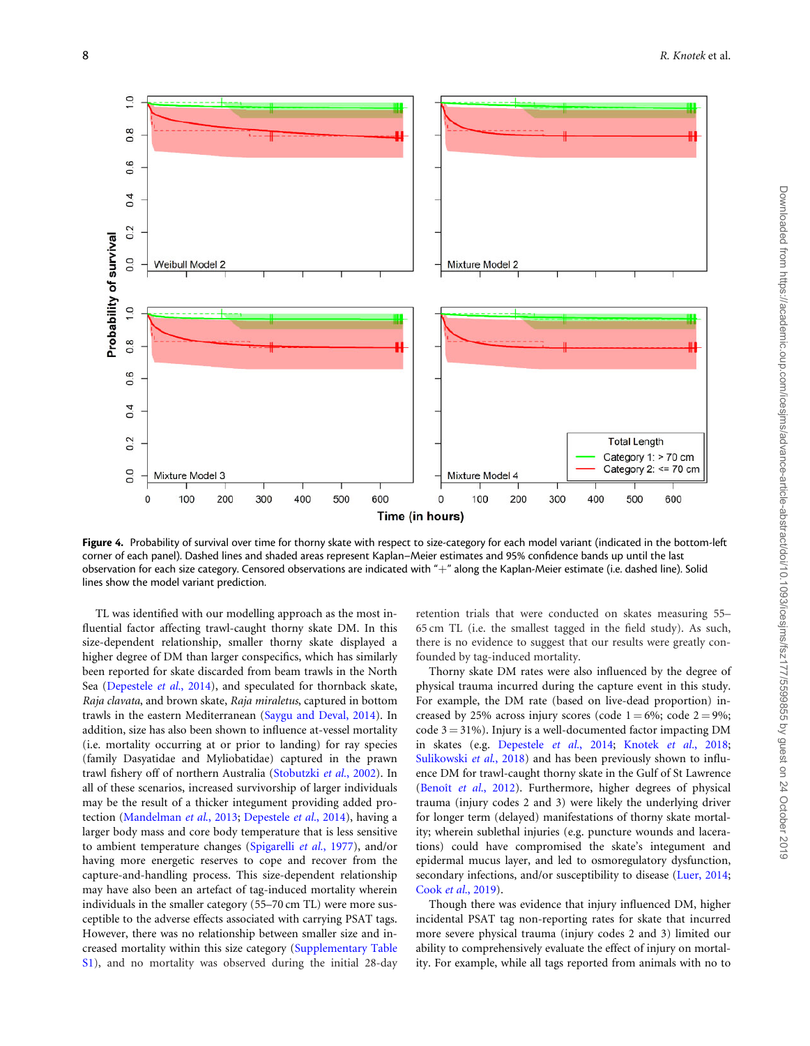**Figure 4.** Probability of survival over time for thorny skate with respect to size-category for each model variant (indicated in the bottom-left corner of each panel). Dashed lines and shaded areas represent Kaplan–Meier estimates and 95% confidence bands up until the last observation for each size category. Censored observations are indicated with "+" along the Kaplan-Meier estimate (i.e. dashed line). Solid lines show the model variant prediction.

TL was identified with our modelling approach as the most influential factor affecting trawl-caught thorny skate DM. In this size-dependent relationship, smaller thorny skate displayed a higher degree of DM than larger conspecifics, which has similarly been reported for skate discarded from beam trawls in the North Sea (Depestele *et al.*, 2014), and speculated for thornback skate, *Raja clavata*, and brown skate, *Raja miraletus*, captured in bottom trawls in the eastern Mediterranean (Saygu and Deval, 2014). In addition, size has also been shown to influence at-vessel mortality (i.e. mortality occurring at or prior to landing) for ray species (family Dasyatidae and Myliobatidae) captured in the prawn trawl fishery off of northern Australia (Stobutzki *et al.*, 2002). In all of these scenarios, increased survivorship of larger individuals may be the result of a thicker integument providing added protection (Mandelman *et al.*, 2013; Depestele *et al.*, 2014), having a larger body mass and core body temperature that is less sensitive to ambient temperature changes (Spigarelli *et al.*, 1977), and/or having more energetic reserves to cope and recover from the capture-and-handling process. This size-dependent relationship may have also been an artefact of tag-induced mortality wherein individuals in the smaller category (55–70 cm TL) were more susceptible to the adverse effects associated with carrying PSAT tags. However, there was no relationship between smaller size and increased mortality within this size category (Supplementary Table S1), and no mortality was observed during the initial 28-day retention trials that were conducted on skates measuring 55–65 cm TL (i.e. the smallest tagged in the field study). As such, there is no evidence to suggest that our results were greatly confounded by tag-induced mortality.

Thorny skate DM rates were also influenced by the degree of physical trauma incurred during the capture event in this study. For example, the DM rate (based on live-dead proportion) increased by 25% across injury scores (code 1 = 6%; code 2 = 9%; code 3 = 31%). Injury is a well-documented factor impacting DM in skates (e.g. Depestele *et al.*, 2014; Knotek *et al.*, 2018; Sulikowski *et al.*, 2018) and has been previously shown to influence DM for trawl-caught thorny skate in the Gulf of St Lawrence (Benoît *et al.*, 2012). Furthermore, higher degrees of physical trauma (injury codes 2 and 3) were likely the underlying driver for longer term (delayed) manifestations of thorny skate mortality; wherein sublethal injuries (e.g. puncture wounds and lacerations) could have compromised the skate's integument and epidermal mucus layer, and led to osmoregulatory dysfunction, secondary infections, and/or susceptibility to disease (Luer, 2014; Cook *et al.*, 2019).

Though there was evidence that injury influenced DM, higher incidental PSAT tag non-reporting rates for skate that incurred more severe physical trauma (injury codes 2 and 3) limited our ability to comprehensively evaluate the effect of injury on mortality. For example, while all tags reported from animals with no to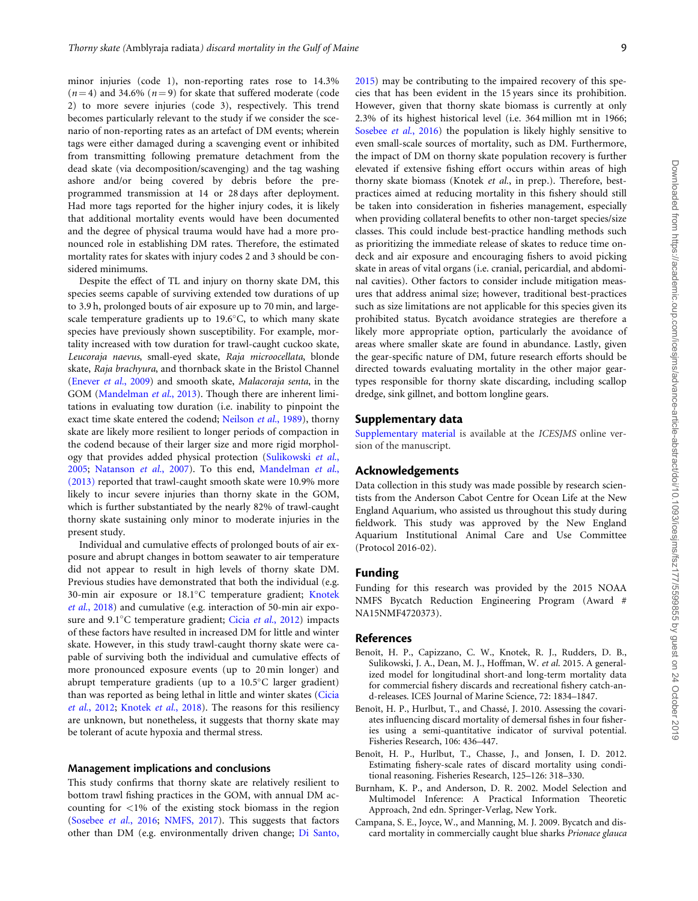minor injuries (code 1), non-reporting rates rose to 14.3% ($n = 4$) and 34.6% ($n = 9$) for skate that suffered moderate (code 2) to more severe injuries (code 3), respectively. This trend becomes particularly relevant to the study if we consider the scenario of non-reporting rates as an artefact of DM events; wherein tags were either damaged during a scavenging event or inhibited from transmitting following premature detachment from the dead skate (via decomposition/scavenging) and the tag washing ashore and/or being covered by debris before the pre-programmed transmission at 14 or 28 days after deployment. Had more tags reported for the higher injury codes, it is likely that additional mortality events would have been documented and the degree of physical trauma would have had a more pronounced role in establishing DM rates. Therefore, the estimated mortality rates for skates with injury codes 2 and 3 should be considered minimums.

Despite the effect of TL and injury on thorny skate DM, this species seems capable of surviving extended tow durations of up to 3.9 h, prolonged bouts of air exposure up to 70 min, and large-scale temperature gradients up to 19.6°C, to which many skate species have previously shown susceptibility. For example, mortality increased with tow duration for trawl-caught cuckoo skate, *Leucoraja naevus*, small-eyed skate, *Raja microocellata*, blonde skate, *Raja brachyura*, and thornback skate in the Bristol Channel (Enever *et al.*, 2009) and smooth skate, *Malacoraja senta*, in the GOM (Mandelman *et al.*, 2013). Though there are inherent limitations in evaluating tow duration (i.e. inability to pinpoint the exact time skate entered the codend; Neilson *et al.*, 1989), thorny skate are likely more resilient to longer periods of compaction in the codend because of their larger size and more rigid morphology that provides added physical protection (Sulikowski *et al.*, 2005; Natanson *et al.*, 2007). To this end, Mandelman *et al.*, (2013) reported that trawl-caught smooth skate were 10.9% more likely to incur severe injuries than thorny skate in the GOM, which is further substantiated by the nearly 82% of trawl-caught thorny skate sustaining only minor to moderate injuries in the present study.

Individual and cumulative effects of prolonged bouts of air exposure and abrupt changes in bottom seawater to air temperature did not appear to result in high levels of thorny skate DM. Previous studies have demonstrated that both the individual (e.g. 30-min air exposure or 18.1°C temperature gradient; Knotek *et al.*, 2018) and cumulative (e.g. interaction of 50-min air exposure and 9.1°C temperature gradient; Cicia *et al.*, 2012) impacts of these factors have resulted in increased DM for little and winter skate. However, in this study trawl-caught thorny skate were capable of surviving both the individual and cumulative effects of more pronounced exposure events (up to 20 min longer) and abrupt temperature gradients (up to a 10.5°C larger gradient) than was reported as being lethal in little and winter skates (Cicia *et al.*, 2012; Knotek *et al.*, 2018). The reasons for this resiliency are unknown, but nonetheless, it suggests that thorny skate may be tolerant of acute hypoxia and thermal stress.

### Management implications and conclusions

This study confirms that thorny skate are relatively resilient to bottom trawl fishing practices in the GOM, with annual DM accounting for <1% of the existing stock biomass in the region (Sosebee *et al.*, 2016; NMFS, 2017). This suggests that factors other than DM (e.g. environmentally driven change; Di Santo, 2015) may be contributing to the impaired recovery of this species that has been evident in the 15 years since its prohibition. However, given that thorny skate biomass is currently at only 2.3% of its highest historical level (i.e. 364 million mt in 1966; Sosebee *et al.*, 2016) the population is likely highly sensitive to even small-scale sources of mortality, such as DM. Furthermore, the impact of DM on thorny skate population recovery is further elevated if extensive fishing effort occurs within areas of high thorny skate biomass (Knotek *et al.*, in prep.). Therefore, best-practices aimed at reducing mortality in this fishery should still be taken into consideration in fisheries management, especially when providing collateral benefits to other non-target species/size classes. This could include best-practice handling methods such as prioritizing the immediate release of skates to reduce time on-deck and air exposure and encouraging fishers to avoid picking skate in areas of vital organs (i.e. cranial, pericardial, and abdominal cavities). Other factors to consider include mitigation measures that address animal size; however, traditional best-practices such as size limitations are not applicable for this species given its prohibited status. Bycatch avoidance strategies are therefore a likely more appropriate option, particularly the avoidance of areas where smaller skate are found in abundance. Lastly, given the gear-specific nature of DM, future research efforts should be directed towards evaluating mortality in the other major gear-types responsible for thorny skate discarding, including scallop dredge, sink gillnet, and bottom longline gears.

## Supplementary data

Supplementary material is available at the *ICESJMS* online version of the manuscript.

## Acknowledgements

Data collection in this study was made possible by research scientists from the Anderson Cabot Centre for Ocean Life at the New England Aquarium, who assisted us throughout this study during fieldwork. This study was approved by the New England Aquarium Institutional Animal Care and Use Committee (Protocol 2016-02).

## Funding

Funding for this research was provided by the 2015 NOAA NMFS Bycatch Reduction Engineering Program (Award # NA15NMF4720373).

## References

Benoît, H. P., Capizzano, C. W., Knotek, R. J., Rudders, D. B., Sulikowski, J. A., Dean, M. J., Hoffman, W. *et al.* 2015. A generalized model for longitudinal short-and long-term mortality data for commercial fishery discards and recreational fishery catch-and-releases. ICES Journal of Marine Science, 72: 1834–1847.

Benoît, H. P., Hurlbut, T., and Chassé, J. 2010. Assessing the covariates influencing discard mortality of demersal fishes in four fisheries using a semi-quantitative indicator of survival potential. Fisheries Research, 106: 436–447.

Benoît, H. P., Hurlbut, T., Chasse, J., and Jonsen, I. D. 2012. Estimating fishery-scale rates of discard mortality using conditional reasoning. Fisheries Research, 125–126: 318–330.

Burnham, K. P., and Anderson, D. R. 2002. Model Selection and Multimodel Inference: A Practical Information Theoretic Approach, 2nd edn. Springer-Verlag, New York.

Campana, S. E., Joyce, W., and Manning, M. J. 2009. Bycatch and discard mortality in commercially caught blue sharks *Prionace glauca*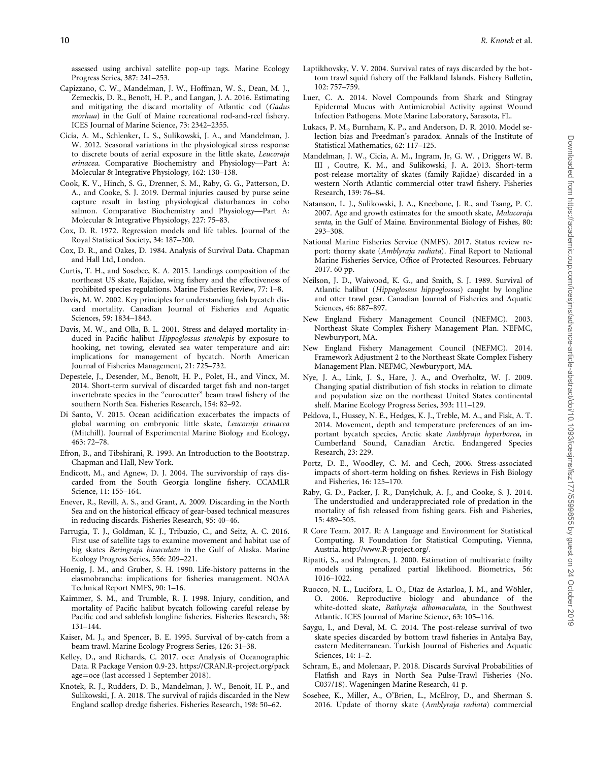assessed using archival satellite pop-up tags. Marine Ecology Progress Series, 387: 241–253.

Capizzano, C. W., Mandelman, J. W., Hoffman, W. S., Dean, M. J., Zemeckis, D. R., Benoît, H. P., and Langan, J. A. 2016. Estimating and mitigating the discard mortality of Atlantic cod (*Gadus morhua*) in the Gulf of Maine recreational rod-and-reel fishery. ICES Journal of Marine Science, 73: 2342–2355.

Cicia, A. M., Schlenker, L. S., Sulikowski, J. A., and Mandelman, J. W. 2012. Seasonal variations in the physiological stress response to discrete bouts of aerial exposure in the little skate, *Leucoraja erinacea*. Comparative Biochemistry and Physiology—Part A: Molecular & Integrative Physiology, 162: 130–138.

Cook, K. V., Hinch, S. G., Drenner, S. M., Raby, G. G., Patterson, D. A., and Cooke, S. J. 2019. Dermal injuries caused by purse seine capture result in lasting physiological disturbances in coho salmon. Comparative Biochemistry and Physiology—Part A: Molecular & Integrative Physiology, 227: 75–83.

Cox, D. R. 1972. Regression models and life tables. Journal of the Royal Statistical Society, 34: 187–200.

Cox, D. R., and Oakes, D. 1984. Analysis of Survival Data. Chapman and Hall Ltd, London.

Curtis, T. H., and Sosebee, K. A. 2015. Landings composition of the northeast US skate, Rajidae, wing fishery and the effectiveness of prohibited species regulations. Marine Fisheries Review, 77: 1–8.

Davis, M. W. 2002. Key principles for understanding fish bycatch discard mortality. Canadian Journal of Fisheries and Aquatic Sciences, 59: 1834–1843.

Davis, M. W., and Olla, B. L. 2001. Stress and delayed mortality induced in Pacific halibut *Hippoglossus stenolepis* by exposure to hooking, net towing, elevated sea water temperature and air: implications for management of bycatch. North American Journal of Fisheries Management, 21: 725–732.

Depestele, J., Desender, M., Benoît, H. P., Polet, H., and Vincx, M. 2014. Short-term survival of discarded target fish and non-target invertebrate species in the "eurocutter" beam trawl fishery of the southern North Sea. Fisheries Research, 154: 82–92.

Di Santo, V. 2015. Ocean acidification exacerbates the impacts of global warming on embryonic little skate, *Leucoraja erinacea* (Mitchill). Journal of Experimental Marine Biology and Ecology, 463: 72–78.

Efron, B., and Tibshirani, R. 1993. An Introduction to the Bootstrap. Chapman and Hall, New York.

Endicott, M., and Agnew, D. J. 2004. The survivorship of rays discarded from the South Georgia longline fishery. CCAMLR Science, 11: 155–164.

Enever, R., Revill, A. S., and Grant, A. 2009. Discarding in the North Sea and on the historical efficacy of gear-based technical measures in reducing discards. Fisheries Research, 95: 40–46.

Farrugia, T. J., Goldman, K. J., Tribuzio, C., and Seitz, A. C. 2016. First use of satellite tags to examine movement and habitat use of big skates *Beringraja binoculata* in the Gulf of Alaska. Marine Ecology Progress Series, 556: 209–221.

Hoenig, J. M., and Gruber, S. H. 1990. Life-history patterns in the elasmobranchs: implications for fisheries management. NOAA Technical Report NMFS, 90: 1–16.

Kaimmer, S. M., and Trumble, R. J. 1998. Injury, condition, and mortality of Pacific halibut bycatch following careful release by Pacific cod and sablefish longline fisheries. Fisheries Research, 38: 131–144.

Kaiser, M. J., and Spencer, B. E. 1995. Survival of by-catch from a beam trawl. Marine Ecology Progress Series, 126: 31–38.

Kelley, D., and Richards, C. 2017. oce: Analysis of Oceanographic Data. R Package Version 0.9-23. https://CRAN.R-project.org/package=oce (last accessed 1 September 2018).

Knotek, R. J., Rudders, D. B., Mandelman, J. W., Benoît, H. P., and Sulikowski, J. A. 2018. The survival of rajids discarded in the New England scallop dredge fisheries. Fisheries Research, 198: 50–62.

Laptikhovsky, V. V. 2004. Survival rates of rays discarded by the bottom trawl squid fishery off the Falkland Islands. Fishery Bulletin, 102: 757–759.

Luer, C. A. 2014. Novel Compounds from Shark and Stingray Epidermal Mucus with Antimicrobial Activity against Wound Infection Pathogens. Mote Marine Laboratory, Sarasota, FL.

Lukacs, P. M., Burnham, K. P., and Anderson, D. R. 2010. Model selection bias and Freedman's paradox. Annals of the Institute of Statistical Mathematics, 62: 117–125.

Mandelman, J. W., Cicia, A. M., Ingram, Jr, G. W. , Driggers W. B. III , Coutre, K. M., and Sulikowski, J. A. 2013. Short-term post-release mortality of skates (family Rajidae) discarded in a western North Atlantic commercial otter trawl fishery. Fisheries Research, 139: 76–84.

Natanson, L. J., Sulikowski, J. A., Kneebone, J. R., and Tsang, P. C. 2007. Age and growth estimates for the smooth skate, *Malacoraja senta*, in the Gulf of Maine. Environmental Biology of Fishes, 80: 293–308.

National Marine Fisheries Service (NMFS). 2017. Status review report: thorny skate (*Amblyraja radiata*). Final Report to National Marine Fisheries Service, Office of Protected Resources. February 2017. 60 pp.

Neilson, J. D., Waiwood, K. G., and Smith, S. J. 1989. Survival of Atlantic halibut (*Hippoglossus hippoglossus*) caught by longline and otter trawl gear. Canadian Journal of Fisheries and Aquatic Sciences, 46: 887–897.

New England Fishery Management Council (NEFMC). 2003. Northeast Skate Complex Fishery Management Plan. NEFMC, Newburyport, MA.

New England Fishery Management Council (NEFMC). 2014. Framework Adjustment 2 to the Northeast Skate Complex Fishery Management Plan. NEFMC, Newburyport, MA.

Nye, J. A., Link, J. S., Hare, J. A., and Overholtz, W. J. 2009. Changing spatial distribution of fish stocks in relation to climate and population size on the northeast United States continental shelf. Marine Ecology Progress Series, 393: 111–129.

Peklova, I., Hussey, N. E., Hedges, K. J., Treble, M. A., and Fisk, A. T. 2014. Movement, depth and temperature preferences of an important bycatch species, Arctic skate *Amblyraja hyperborea*, in Cumberland Sound, Canadian Arctic. Endangered Species Research, 23: 229.

Portz, D. E., Woodley, C. M. and Cech, 2006. Stress-associated impacts of short-term holding on fishes. Reviews in Fish Biology and Fisheries, 16: 125–170.

Raby, G. D., Packer, J. R., Danylchuk, A. J., and Cooke, S. J. 2014. The understudied and underappreciated role of predation in the mortality of fish released from fishing gears. Fish and Fisheries, 15: 489–505.

R Core Team. 2017. R: A Language and Environment for Statistical Computing. R Foundation for Statistical Computing, Vienna, Austria. http://www.R-project.org/.

Ripatti, S., and Palmgren, J. 2000. Estimation of multivariate frailty models using penalized partial likelihood. Biometrics, 56: 1016–1022.

Ruocco, N. L., Lucifora, L. O., Díaz de Astarloa, J. M., and Wöhler, O. 2006. Reproductive biology and abundance of the white-dotted skate, *Bathyraja albomaculata*, in the Southwest Atlantic. ICES Journal of Marine Science, 63: 105–116.

Saygu, I., and Deval, M. C. 2014. The post-release survival of two skate species discarded by bottom trawl fisheries in Antalya Bay, eastern Mediterranean. Turkish Journal of Fisheries and Aquatic Sciences, 14: 1–2.

Schram, E., and Molenaar, P. 2018. Discards Survival Probabilities of Flatfish and Rays in North Sea Pulse-Trawl Fisheries (No. C037/18). Wageningen Marine Research, 41 p.

Sosebee, K., Miller, A., O'Brien, L., McElroy, D., and Sherman S. 2016. Update of thorny skate (*Amblyraja radiata*) commercial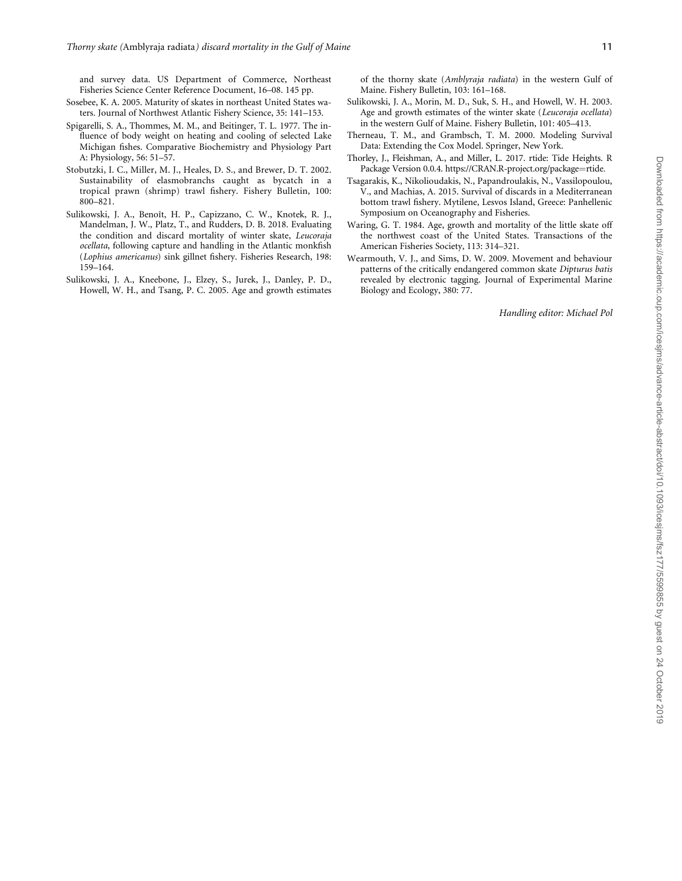and survey data. US Department of Commerce, Northeast Fisheries Science Center Reference Document, 16–08. 145 pp.

Sosebee, K. A. 2005. Maturity of skates in northeast United States waters. Journal of Northwest Atlantic Fishery Science, 35: 141–153.

Spigarelli, S. A., Thommes, M. M., and Beitinger, T. L. 1977. The influence of body weight on heating and cooling of selected Lake Michigan fishes. Comparative Biochemistry and Physiology Part A: Physiology, 56: 51–57.

Stobutzki, I. C., Miller, M. J., Heales, D. S., and Brewer, D. T. 2002. Sustainability of elasmobranchs caught as bycatch in a tropical prawn (shrimp) trawl fishery. Fishery Bulletin, 100: 800–821.

Sulikowski, J. A., Benoît, H. P., Capizzano, C. W., Knotek, R. J., Mandelman, J. W., Platz, T., and Rudders, D. B. 2018. Evaluating the condition and discard mortality of winter skate, *Leucoraja ocellata*, following capture and handling in the Atlantic monkfish (*Lophius americanus*) sink gillnet fishery. Fisheries Research, 198: 159–164.

Sulikowski, J. A., Kneebone, J., Elzey, S., Jurek, J., Danley, P. D., Howell, W. H., and Tsang, P. C. 2005. Age and growth estimates of the thorny skate (*Amblyraja radiata*) in the western Gulf of Maine. Fishery Bulletin, 103: 161–168.

Sulikowski, J. A., Morin, M. D., Suk, S. H., and Howell, W. H. 2003. Age and growth estimates of the winter skate (*Leucoraja ocellata*) in the western Gulf of Maine. Fishery Bulletin, 101: 405–413.

Therneau, T. M., and Grambsch, T. M. 2000. Modeling Survival Data: Extending the Cox Model. Springer, New York.

Thorley, J., Fleishman, A., and Miller, L. 2017. rtide: Tide Heights. R Package Version 0.0.4. https://CRAN.R-project.org/package=rtide.

Tsagarakis, K., Nikolioudakis, N., Papandroulakis, N., Vassilopoulou, V., and Machias, A. 2015. Survival of discards in a Mediterranean bottom trawl fishery. Mytilene, Lesvos Island, Greece: Panhellenic Symposium on Oceanography and Fisheries.

Waring, G. T. 1984. Age, growth and mortality of the little skate off the northwest coast of the United States. Transactions of the American Fisheries Society, 113: 314–321.

Wearmouth, V. J., and Sims, D. W. 2009. Movement and behaviour patterns of the critically endangered common skate *Dipturus batis* revealed by electronic tagging. Journal of Experimental Marine Biology and Ecology, 380: 77.

*Handling editor: Michael Pol*